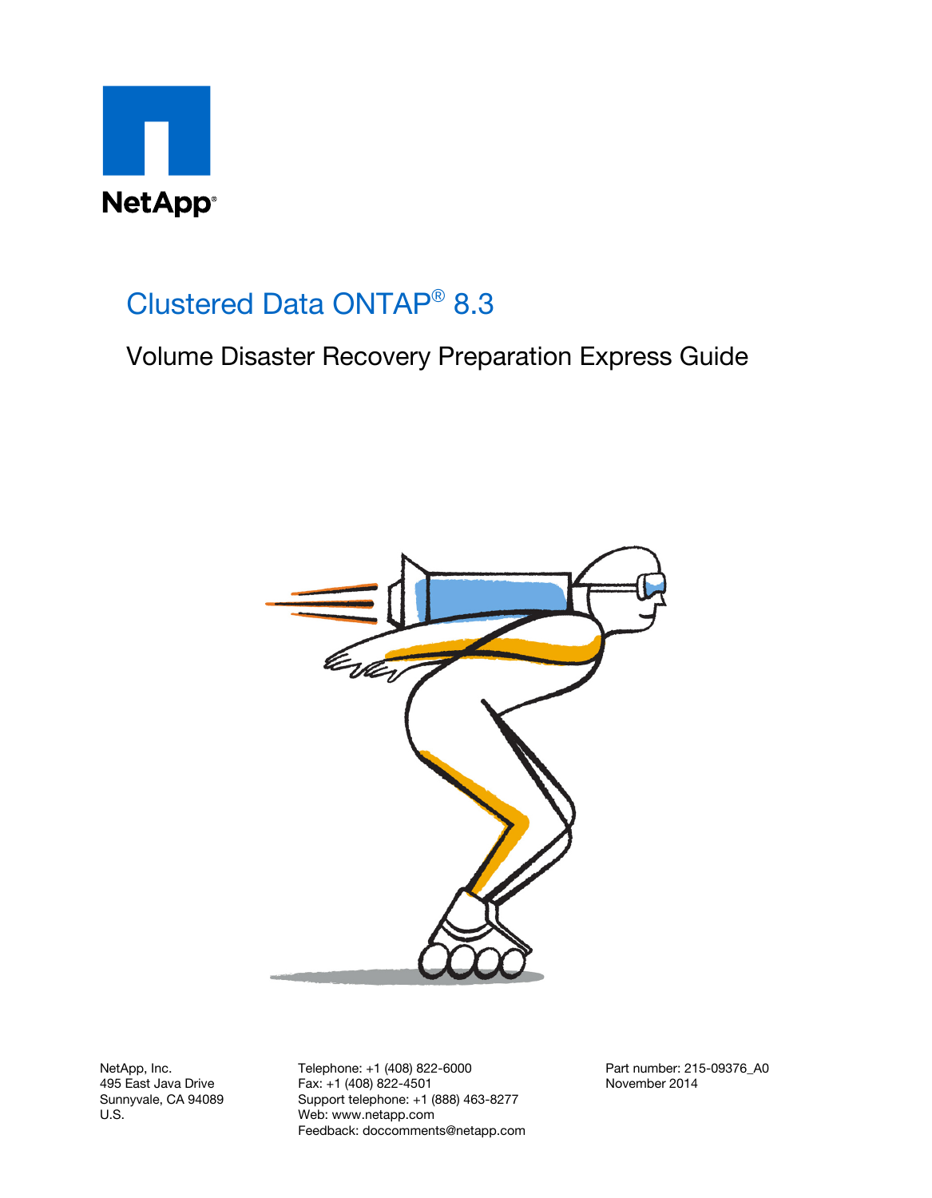NetApp®

# Clustered Data ONTAP® 8.3

## Volume Disaster Recovery Preparation Express Guide

NetApp, Inc.
495 East Java Drive
Sunnyvale, CA 94089
U.S.

Telephone: +1 (408) 822-6000
Fax: +1 (408) 822-4501
Support telephone: +1 (888) 463-8277
Web: www.netapp.com
Feedback: doccomments@netapp.com

Part number: 215-09376_A0
November 2014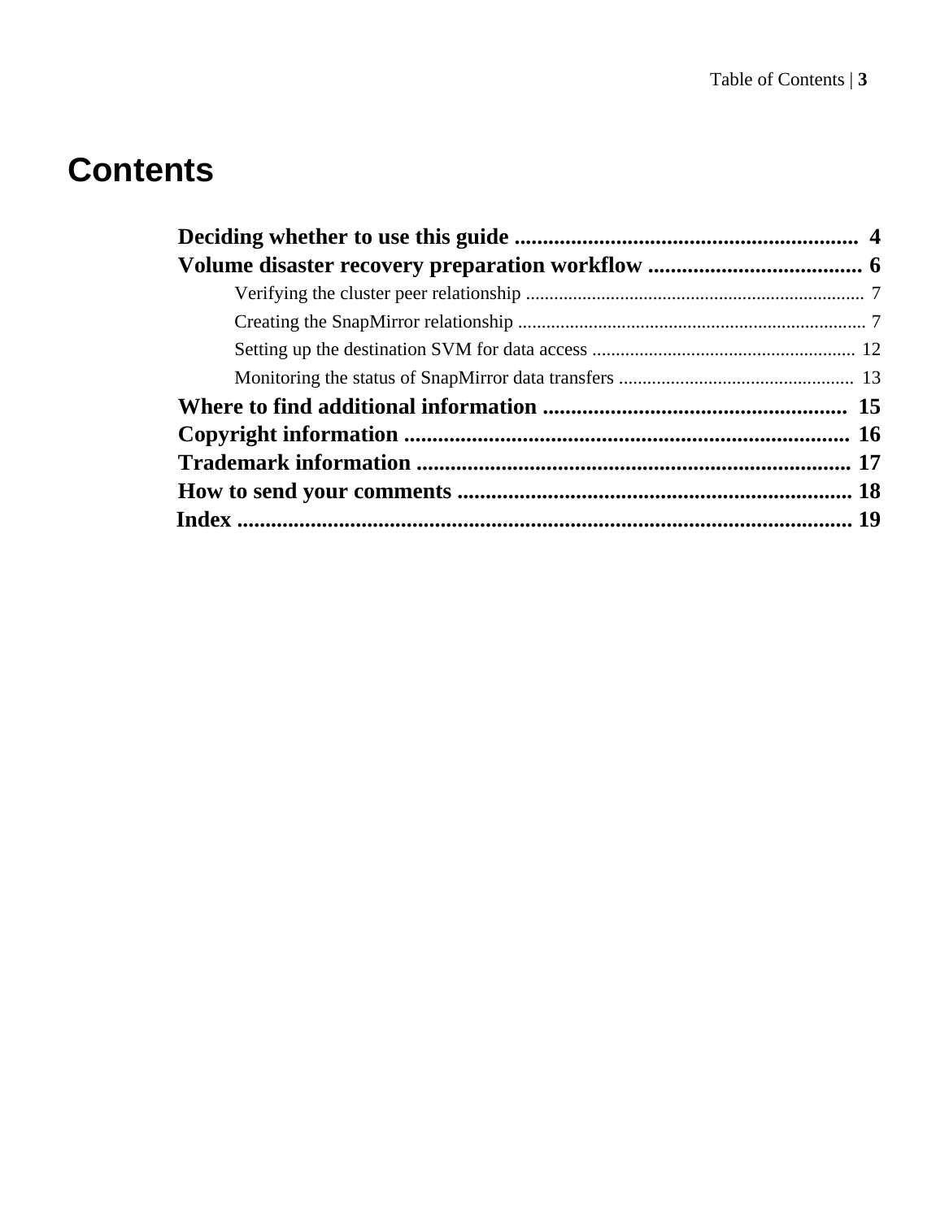# Contents

**Deciding whether to use this guide** .............................................................. **4**

**Volume disaster recovery preparation workflow** ...................................... **6**

- Verifying the cluster peer relationship ........................................................................ 7
- Creating the SnapMirror relationship .......................................................................... 7
- Setting up the destination SVM for data access ........................................................ 12
- Monitoring the status of SnapMirror data transfers .................................................. 13

**Where to find additional information** ...................................................... **15**

**Copyright information** ............................................................................... **16**

**Trademark information** ............................................................................. **17**

**How to send your comments** ..................................................................... **18**

**Index** ........................................................................................................... **19**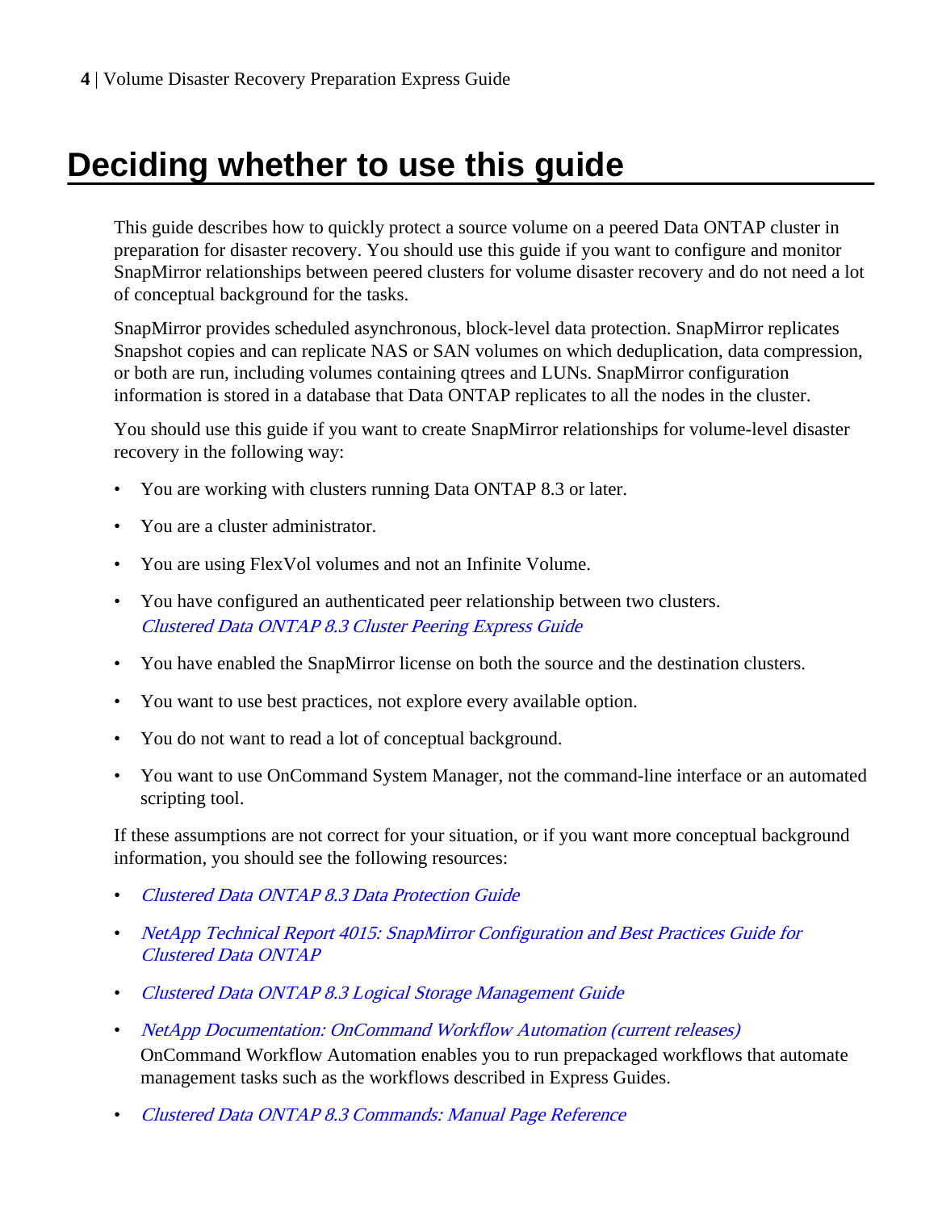# Deciding whether to use this guide

This guide describes how to quickly protect a source volume on a peered Data ONTAP cluster in preparation for disaster recovery. You should use this guide if you want to configure and monitor SnapMirror relationships between peered clusters for volume disaster recovery and do not need a lot of conceptual background for the tasks.

SnapMirror provides scheduled asynchronous, block-level data protection. SnapMirror replicates Snapshot copies and can replicate NAS or SAN volumes on which deduplication, data compression, or both are run, including volumes containing qtrees and LUNs. SnapMirror configuration information is stored in a database that Data ONTAP replicates to all the nodes in the cluster.

You should use this guide if you want to create SnapMirror relationships for volume-level disaster recovery in the following way:

- You are working with clusters running Data ONTAP 8.3 or later.
- You are a cluster administrator.
- You are using FlexVol volumes and not an Infinite Volume.
- You have configured an authenticated peer relationship between two clusters.
  *Clustered Data ONTAP 8.3 Cluster Peering Express Guide*
- You have enabled the SnapMirror license on both the source and the destination clusters.
- You want to use best practices, not explore every available option.
- You do not want to read a lot of conceptual background.
- You want to use OnCommand System Manager, not the command-line interface or an automated scripting tool.

If these assumptions are not correct for your situation, or if you want more conceptual background information, you should see the following resources:

- *Clustered Data ONTAP 8.3 Data Protection Guide*
- *NetApp Technical Report 4015: SnapMirror Configuration and Best Practices Guide for Clustered Data ONTAP*
- *Clustered Data ONTAP 8.3 Logical Storage Management Guide*
- *NetApp Documentation: OnCommand Workflow Automation (current releases)*
  OnCommand Workflow Automation enables you to run prepackaged workflows that automate management tasks such as the workflows described in Express Guides.
- *Clustered Data ONTAP 8.3 Commands: Manual Page Reference*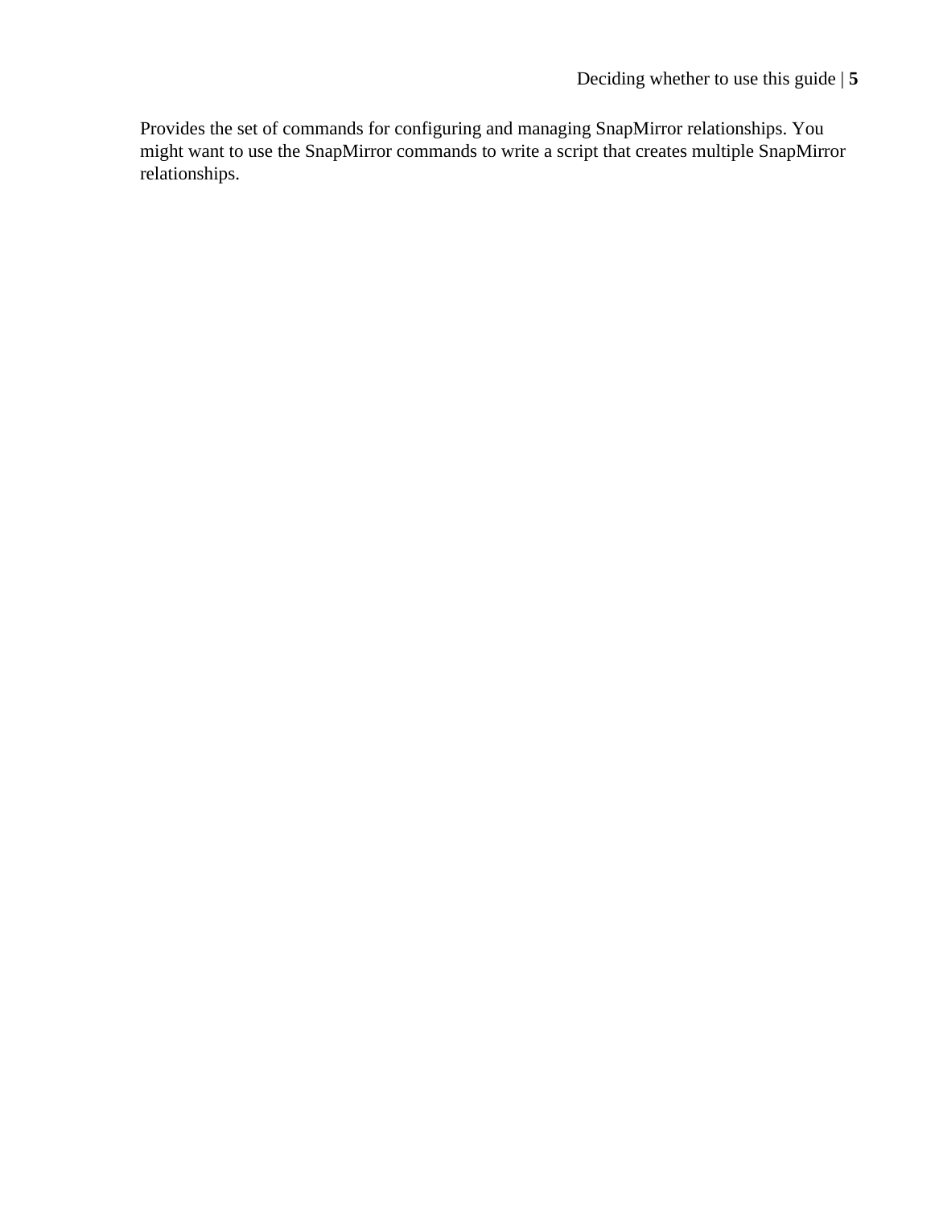Provides the set of commands for configuring and managing SnapMirror relationships. You might want to use the SnapMirror commands to write a script that creates multiple SnapMirror relationships.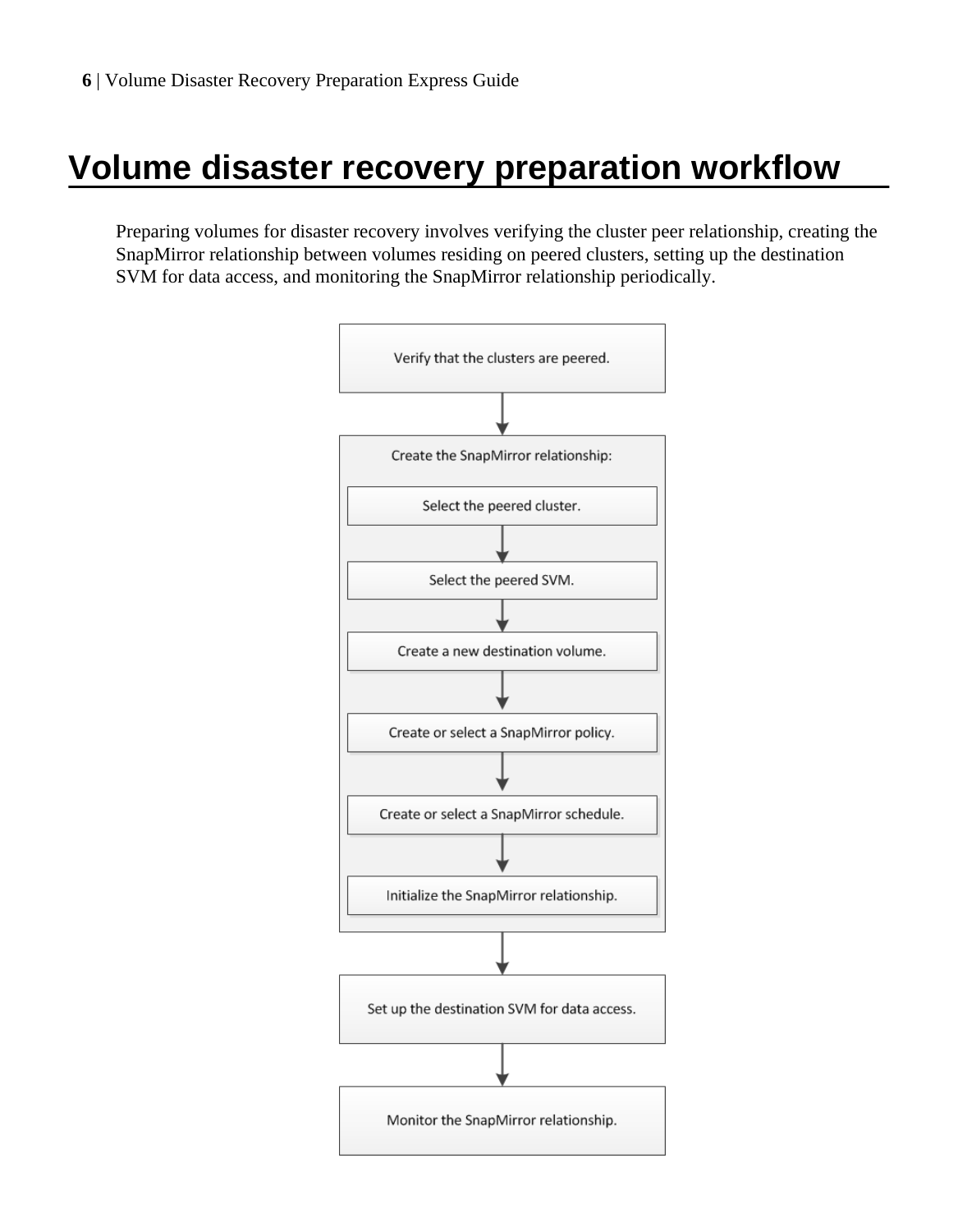# Volume disaster recovery preparation workflow

Preparing volumes for disaster recovery involves verifying the cluster peer relationship, creating the SnapMirror relationship between volumes residing on peered clusters, setting up the destination SVM for data access, and monitoring the SnapMirror relationship periodically.

Verify that the clusters are peered.

Create the SnapMirror relationship:

Select the peered cluster.

Select the peered SVM.

Create a new destination volume.

Create or select a SnapMirror policy.

Create or select a SnapMirror schedule.

Initialize the SnapMirror relationship.

Set up the destination SVM for data access.

Monitor the SnapMirror relationship.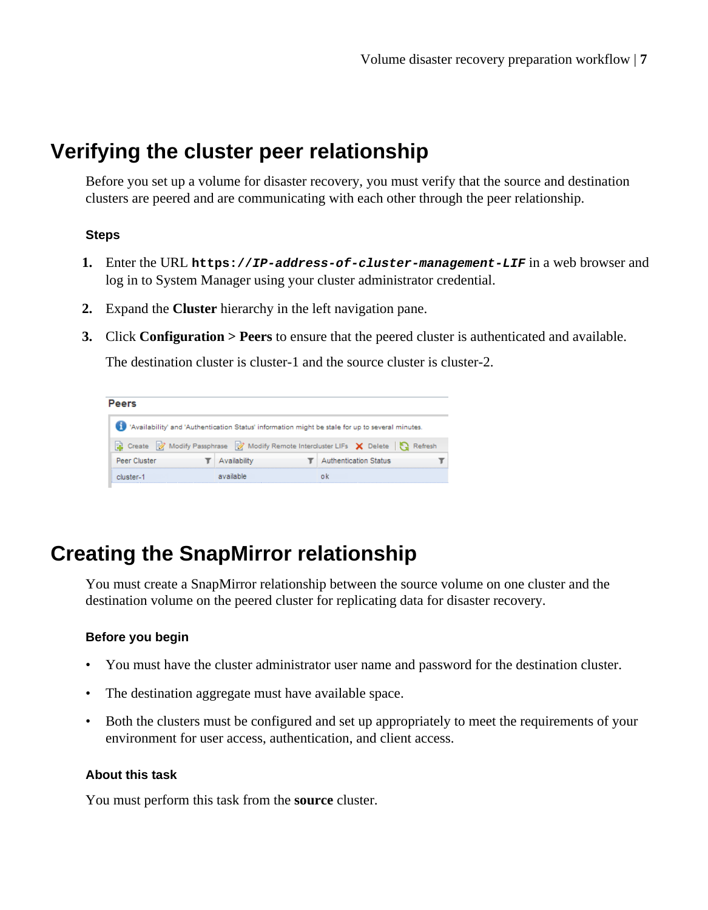## Verifying the cluster peer relationship

Before you set up a volume for disaster recovery, you must verify that the source and destination clusters are peered and are communicating with each other through the peer relationship.

### Steps

1. Enter the URL `https://IP-address-of-cluster-management-LIF` in a web browser and log in to System Manager using your cluster administrator credential.
2. Expand the **Cluster** hierarchy in the left navigation pane.
3. Click **Configuration > Peers** to ensure that the peered cluster is authenticated and available.

   The destination cluster is cluster-1 and the source cluster is cluster-2.

**Peers**

'Availability' and 'Authentication Status' information might be stale for up to several minutes.

Create | Modify Passphrase | Modify Remote Intercluster LIFs | Delete | Refresh

| Peer Cluster | Availability | Authentication Status |
|---|---|---|
| cluster-1 | available | ok |

## Creating the SnapMirror relationship

You must create a SnapMirror relationship between the source volume on one cluster and the destination volume on the peered cluster for replicating data for disaster recovery.

### Before you begin

- You must have the cluster administrator user name and password for the destination cluster.
- The destination aggregate must have available space.
- Both the clusters must be configured and set up appropriately to meet the requirements of your environment for user access, authentication, and client access.

### About this task

You must perform this task from the **source** cluster.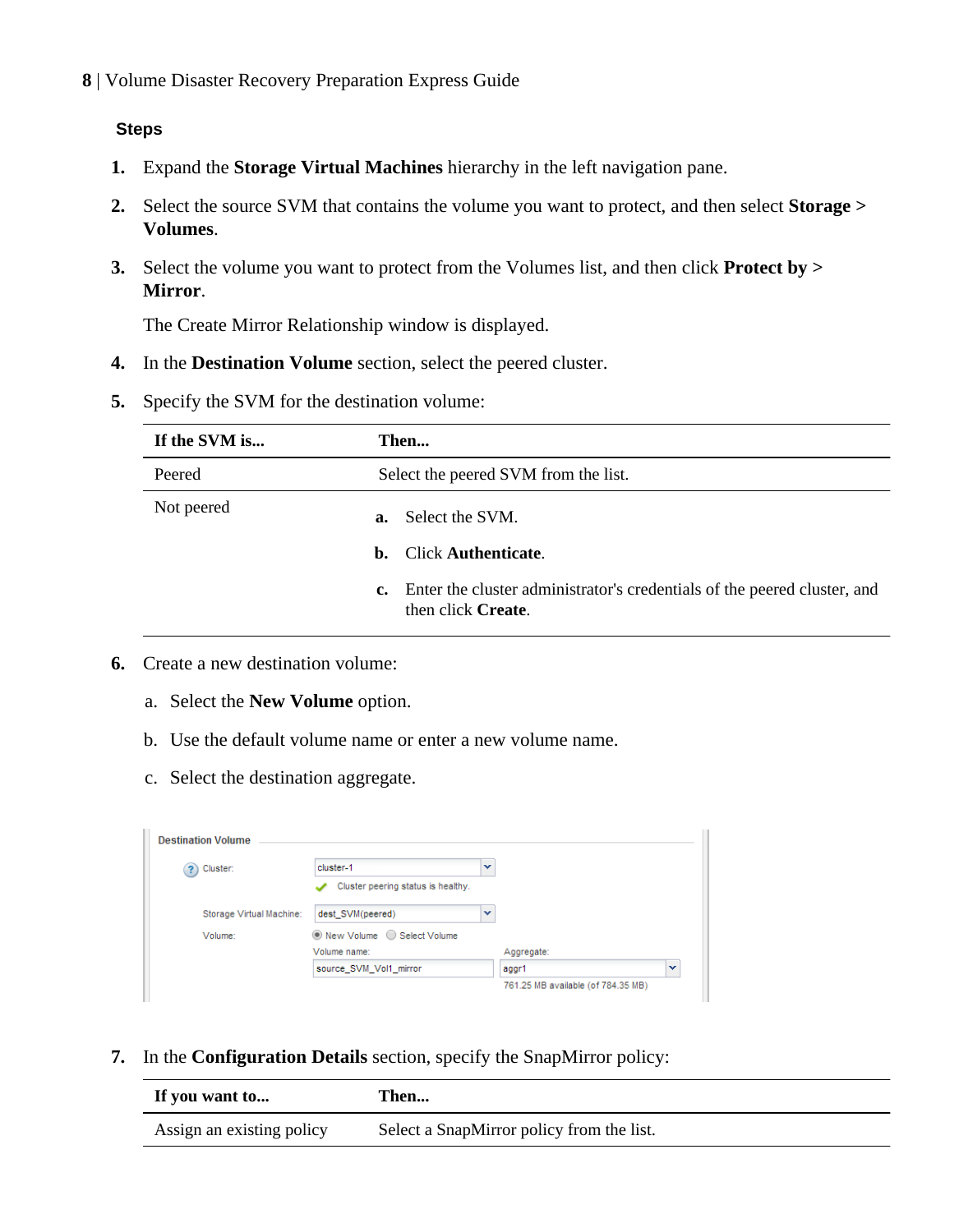### Steps

1. Expand the **Storage Virtual Machines** hierarchy in the left navigation pane.

2. Select the source SVM that contains the volume you want to protect, and then select **Storage > Volumes**.

3. Select the volume you want to protect from the Volumes list, and then click **Protect by > Mirror**.

   The Create Mirror Relationship window is displayed.

4. In the **Destination Volume** section, select the peered cluster.

5. Specify the SVM for the destination volume:

   | If the SVM is... | Then... |
   | --- | --- |
   | Peered | Select the peered SVM from the list. |
   | Not peered | **a.** Select the SVM.<br>**b.** Click **Authenticate**.<br>**c.** Enter the cluster administrator's credentials of the peered cluster, and then click **Create**. |

6. Create a new destination volume:

   a. Select the **New Volume** option.

   b. Use the default volume name or enter a new volume name.

   c. Select the destination aggregate.

7. In the **Configuration Details** section, specify the SnapMirror policy:

   | If you want to... | Then... |
   | --- | --- |
   | Assign an existing policy | Select a SnapMirror policy from the list. |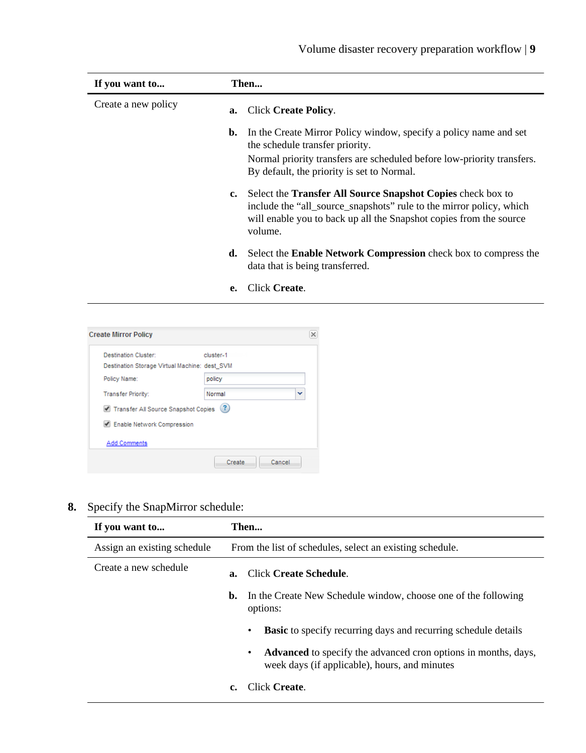| If you want to... | Then... |
| --- | --- |
| Create a new policy | **a.** Click **Create Policy**.<br>**b.** In the Create Mirror Policy window, specify a policy name and set the schedule transfer priority.<br>Normal priority transfers are scheduled before low-priority transfers. By default, the priority is set to Normal.<br>**c.** Select the **Transfer All Source Snapshot Copies** check box to include the “all_source_snapshots” rule to the mirror policy, which will enable you to back up all the Snapshot copies from the source volume.<br>**d.** Select the **Enable Network Compression** check box to compress the data that is being transferred.<br>**e.** Click **Create**. |

**8.** Specify the SnapMirror schedule:

| If you want to... | Then... |
| --- | --- |
| Assign an existing schedule | From the list of schedules, select an existing schedule. |
| Create a new schedule | **a.** Click **Create Schedule**.<br>**b.** In the Create New Schedule window, choose one of the following options:<br>• **Basic** to specify recurring days and recurring schedule details<br>• **Advanced** to specify the advanced cron options in months, days, week days (if applicable), hours, and minutes<br>**c.** Click **Create**. |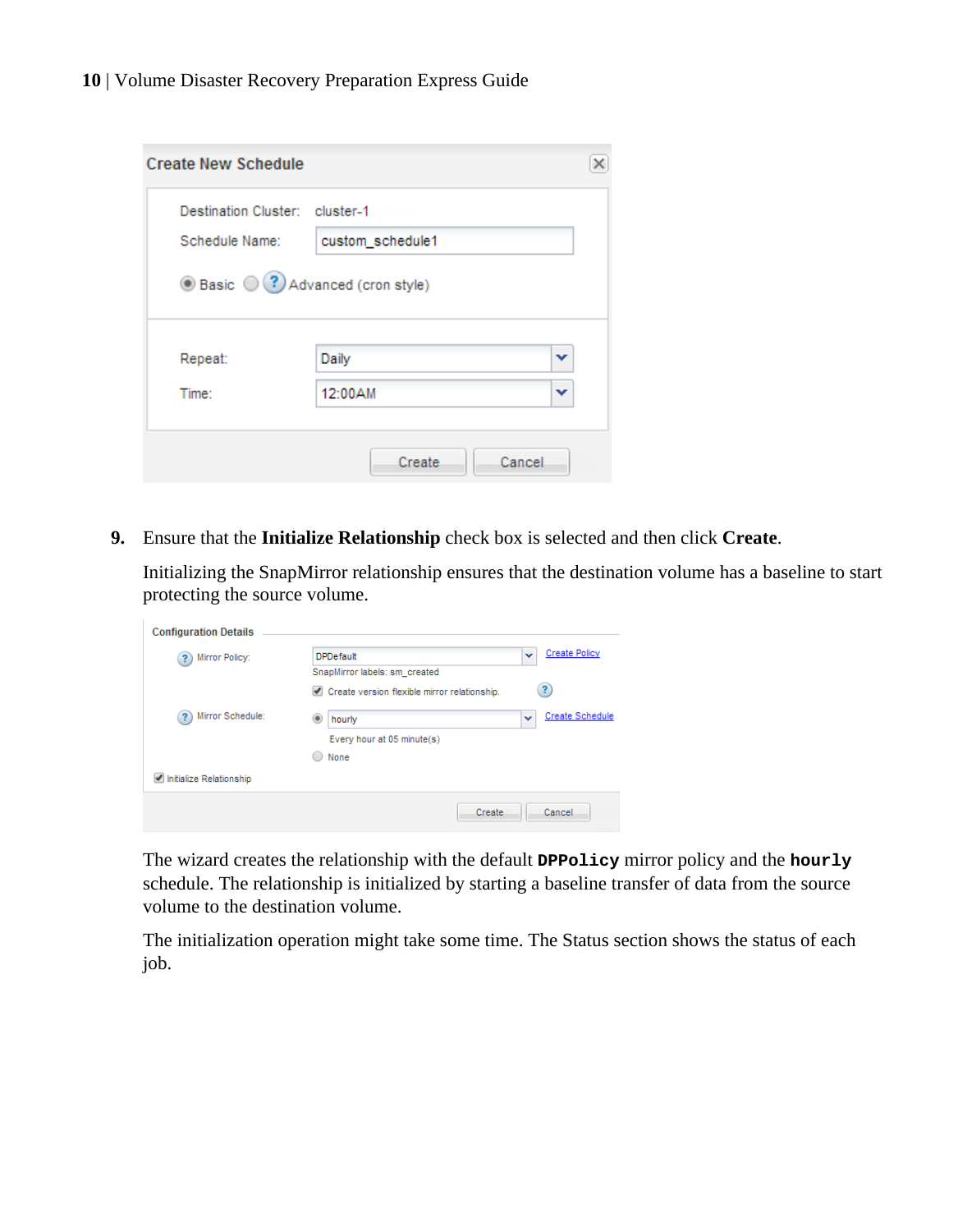9. Ensure that the **Initialize Relationship** check box is selected and then click **Create**.

   Initializing the SnapMirror relationship ensures that the destination volume has a baseline to start protecting the source volume.

   The wizard creates the relationship with the default `DPPolicy` mirror policy and the `hourly` schedule. The relationship is initialized by starting a baseline transfer of data from the source volume to the destination volume.

   The initialization operation might take some time. The Status section shows the status of each job.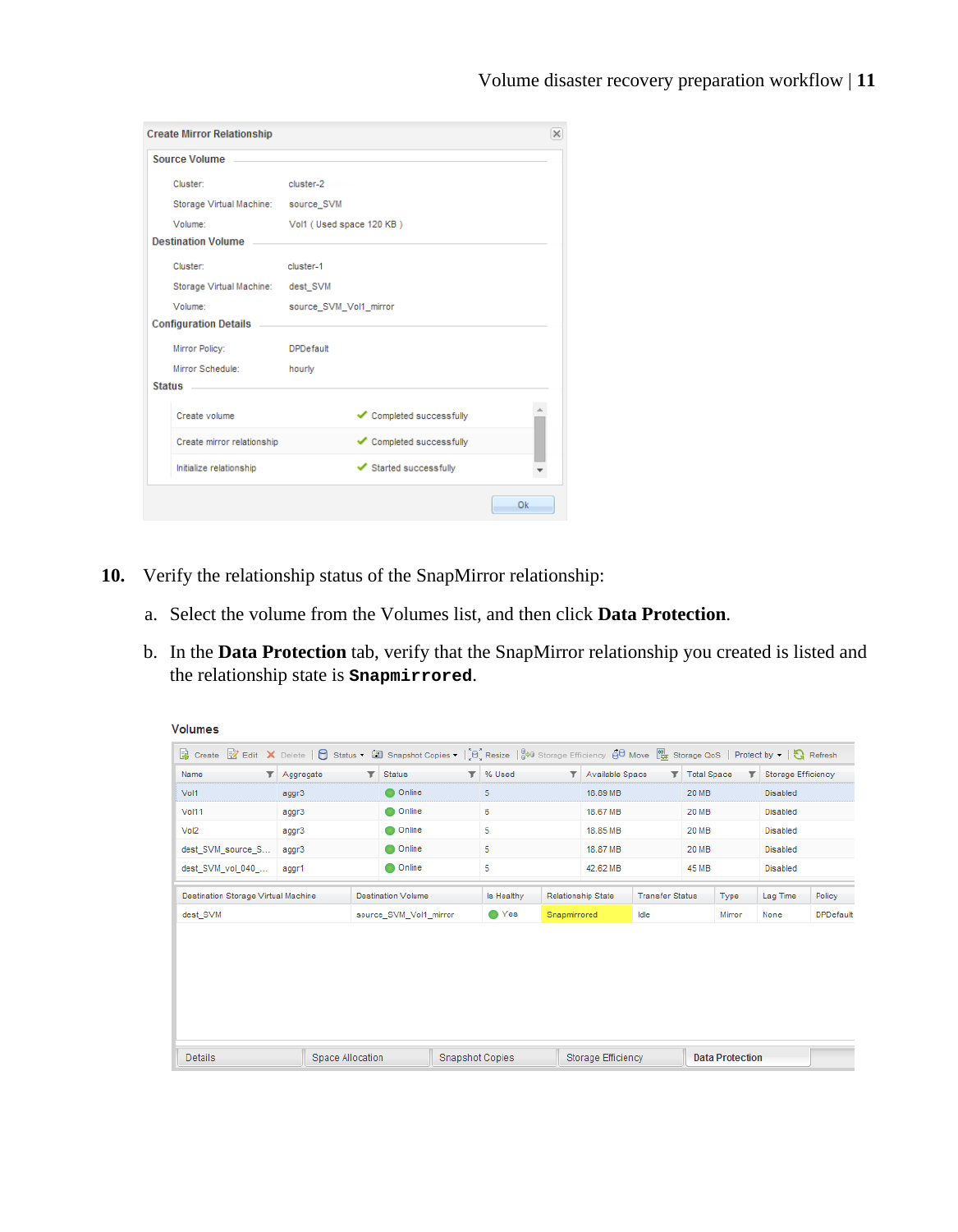Create Mirror Relationship

**Source Volume**

Cluster: cluster-2

Storage Virtual Machine: source_SVM

Volume: Vol1 ( Used space 120 KB )

**Destination Volume**

Cluster: cluster-1

Storage Virtual Machine: dest_SVM

Volume: source_SVM_Vol1_mirror

**Configuration Details**

Mirror Policy: DPDefault

Mirror Schedule: hourly

**Status**

| | |
|---|---|
| Create volume | ✔ Completed successfully |
| Create mirror relationship | ✔ Completed successfully |
| Initialize relationship | ✔ Started successfully |

Ok

**10.** Verify the relationship status of the SnapMirror relationship:

a. Select the volume from the Volumes list, and then click **Data Protection**.

b. In the **Data Protection** tab, verify that the SnapMirror relationship you created is listed and the relationship state is **`Snapmirrored`**.

Volumes

Create | Edit | Delete | Status | Snapshot Copies | Resize | Storage Efficiency | Move | Storage QoS | Protect by | Refresh

| Name | Aggregate | Status | % Used | Available Space | Total Space | Storage Efficiency |
|---|---|---|---|---|---|---|
| Vol1 | aggr3 | Online | 5 | 18.89 MB | 20 MB | Disabled |
| Vol11 | aggr3 | Online | 6 | 18.67 MB | 20 MB | Disabled |
| Vol2 | aggr3 | Online | 5 | 18.85 MB | 20 MB | Disabled |
| dest_SVM_source_S... | aggr3 | Online | 5 | 18.87 MB | 20 MB | Disabled |
| dest_SVM_vol_040_... | aggr1 | Online | 5 | 42.62 MB | 45 MB | Disabled |

| Destination Storage Virtual Machine | Destination Volume | Is Healthy | Relationship State | Transfer Status | Type | Lag Time | Policy |
|---|---|---|---|---|---|---|---|
| dest_SVM | source_SVM_Vol1_mirror | Yes | Snapmirrored | Idle | Mirror | None | DPDefault |

Details | Space Allocation | Snapshot Copies | Storage Efficiency | Data Protection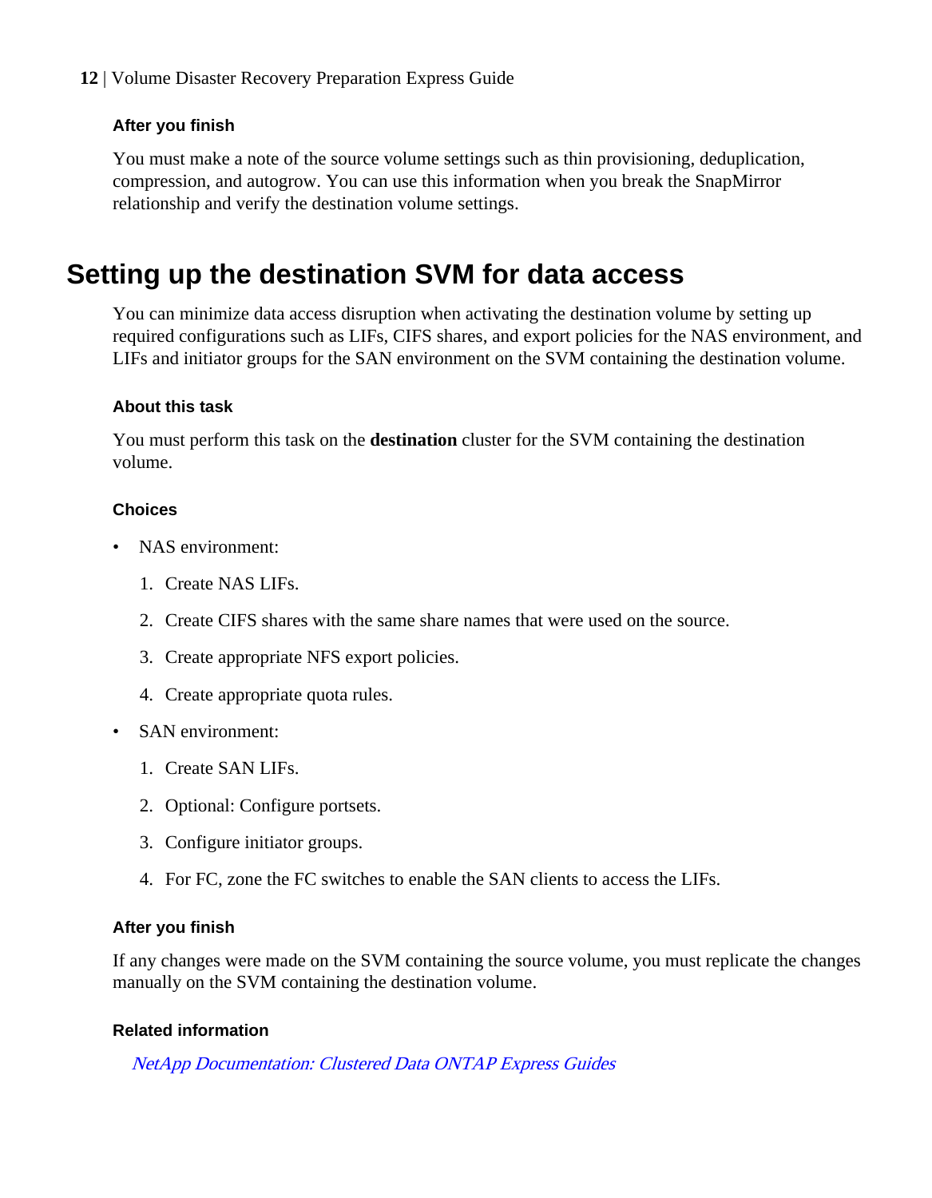#### After you finish

You must make a note of the source volume settings such as thin provisioning, deduplication, compression, and autogrow. You can use this information when you break the SnapMirror relationship and verify the destination volume settings.

## Setting up the destination SVM for data access

You can minimize data access disruption when activating the destination volume by setting up required configurations such as LIFs, CIFS shares, and export policies for the NAS environment, and LIFs and initiator groups for the SAN environment on the SVM containing the destination volume.

#### About this task

You must perform this task on the **destination** cluster for the SVM containing the destination volume.

#### Choices

- NAS environment:
  1. Create NAS LIFs.
  2. Create CIFS shares with the same share names that were used on the source.
  3. Create appropriate NFS export policies.
  4. Create appropriate quota rules.
- SAN environment:
  1. Create SAN LIFs.
  2. Optional: Configure portsets.
  3. Configure initiator groups.
  4. For FC, zone the FC switches to enable the SAN clients to access the LIFs.

#### After you finish

If any changes were made on the SVM containing the source volume, you must replicate the changes manually on the SVM containing the destination volume.

#### Related information

*NetApp Documentation: Clustered Data ONTAP Express Guides*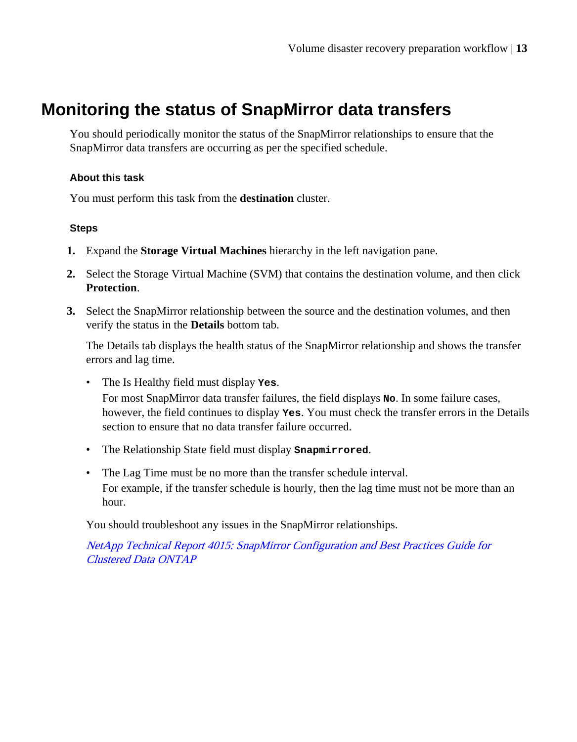# Monitoring the status of SnapMirror data transfers

You should periodically monitor the status of the SnapMirror relationships to ensure that the SnapMirror data transfers are occurring as per the specified schedule.

### About this task

You must perform this task from the **destination** cluster.

### Steps

1. Expand the **Storage Virtual Machines** hierarchy in the left navigation pane.
2. Select the Storage Virtual Machine (SVM) that contains the destination volume, and then click **Protection**.
3. Select the SnapMirror relationship between the source and the destination volumes, and then verify the status in the **Details** bottom tab.

   The Details tab displays the health status of the SnapMirror relationship and shows the transfer errors and lag time.

   - The Is Healthy field must display `Yes`.
     For most SnapMirror data transfer failures, the field displays `No`. In some failure cases, however, the field continues to display `Yes`. You must check the transfer errors in the Details section to ensure that no data transfer failure occurred.
   - The Relationship State field must display `Snapmirrored`.
   - The Lag Time must be no more than the transfer schedule interval.
     For example, if the transfer schedule is hourly, then the lag time must not be more than an hour.

   You should troubleshoot any issues in the SnapMirror relationships.

   *NetApp Technical Report 4015: SnapMirror Configuration and Best Practices Guide for Clustered Data ONTAP*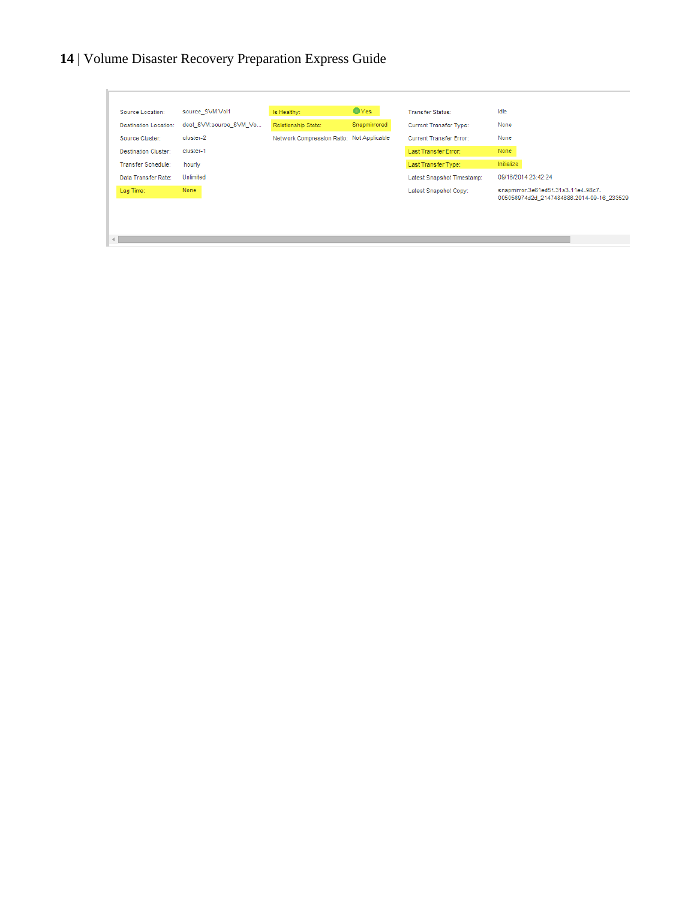| | | | | | |
|---|---|---|---|---|---|
| Source Location: | source_SVM:Vol1 | Is Healthy: | Yes | Transfer Status: | Idle |
| Destination Location: | dest_SVM:source_SVM_Vo... | Relationship State: | Snapmirrored | Current Transfer Type: | None |
| Source Cluster: | cluster-2 | Network Compression Ratio: | Not Applicable | Current Transfer Error: | None |
| Destination Cluster: | cluster-1 | | | Last Transfer Error: | None |
| Transfer Schedule: | hourly | | | Last Transfer Type: | Initialize |
| Data Transfer Rate: | Unlimited | | | Latest Snapshot Timestamp: | 09/16/2014 23:42:24 |
| Lag Time: | None | | | Latest Snapshot Copy: | snapmirror.3e61ed5f-31a3-11e4-98c7-005056974d2d_2147484686.2014-09-16_233529 |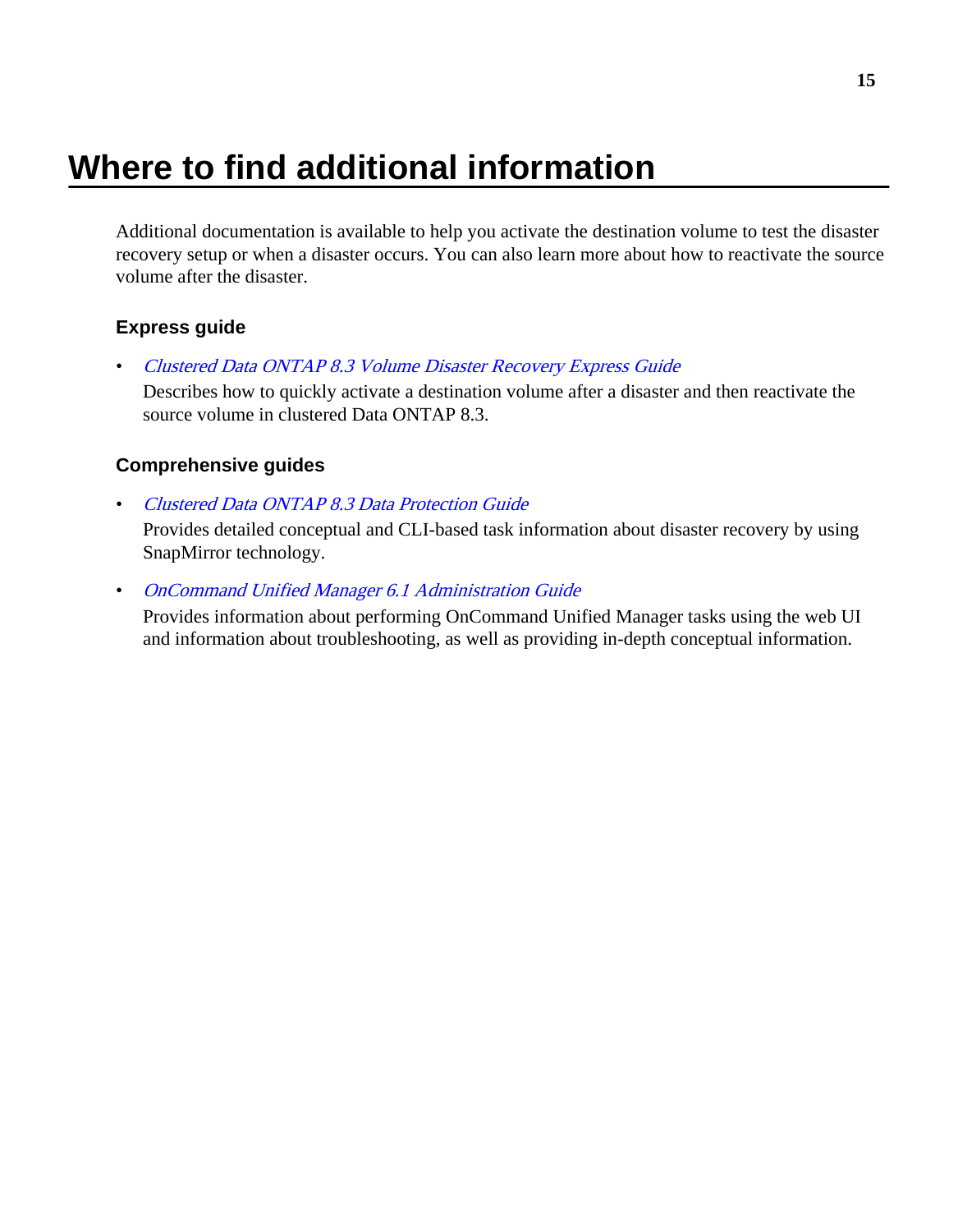# Where to find additional information

Additional documentation is available to help you activate the destination volume to test the disaster recovery setup or when a disaster occurs. You can also learn more about how to reactivate the source volume after the disaster.

## Express guide

- *Clustered Data ONTAP 8.3 Volume Disaster Recovery Express Guide*
  Describes how to quickly activate a destination volume after a disaster and then reactivate the source volume in clustered Data ONTAP 8.3.

## Comprehensive guides

- *Clustered Data ONTAP 8.3 Data Protection Guide*
  Provides detailed conceptual and CLI-based task information about disaster recovery by using SnapMirror technology.
- *OnCommand Unified Manager 6.1 Administration Guide*
  Provides information about performing OnCommand Unified Manager tasks using the web UI and information about troubleshooting, as well as providing in-depth conceptual information.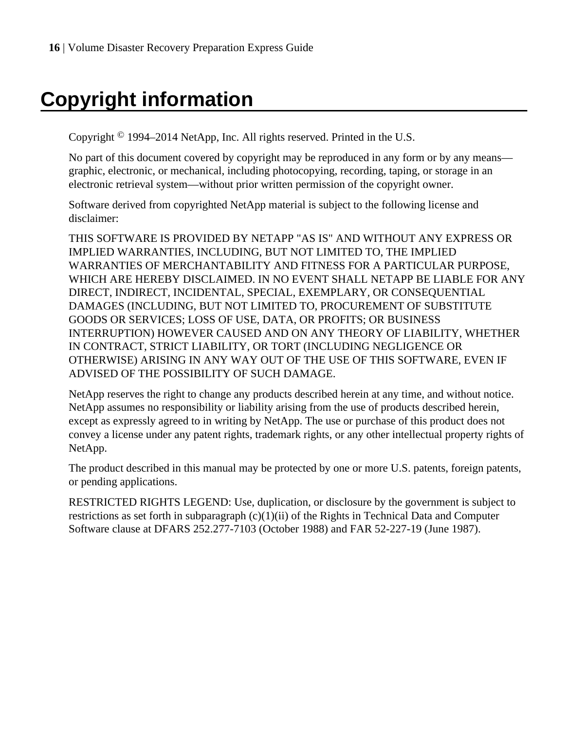# Copyright information

Copyright © 1994–2014 NetApp, Inc. All rights reserved. Printed in the U.S.

No part of this document covered by copyright may be reproduced in any form or by any means—graphic, electronic, or mechanical, including photocopying, recording, taping, or storage in an electronic retrieval system—without prior written permission of the copyright owner.

Software derived from copyrighted NetApp material is subject to the following license and disclaimer:

THIS SOFTWARE IS PROVIDED BY NETAPP "AS IS" AND WITHOUT ANY EXPRESS OR IMPLIED WARRANTIES, INCLUDING, BUT NOT LIMITED TO, THE IMPLIED WARRANTIES OF MERCHANTABILITY AND FITNESS FOR A PARTICULAR PURPOSE, WHICH ARE HEREBY DISCLAIMED. IN NO EVENT SHALL NETAPP BE LIABLE FOR ANY DIRECT, INDIRECT, INCIDENTAL, SPECIAL, EXEMPLARY, OR CONSEQUENTIAL DAMAGES (INCLUDING, BUT NOT LIMITED TO, PROCUREMENT OF SUBSTITUTE GOODS OR SERVICES; LOSS OF USE, DATA, OR PROFITS; OR BUSINESS INTERRUPTION) HOWEVER CAUSED AND ON ANY THEORY OF LIABILITY, WHETHER IN CONTRACT, STRICT LIABILITY, OR TORT (INCLUDING NEGLIGENCE OR OTHERWISE) ARISING IN ANY WAY OUT OF THE USE OF THIS SOFTWARE, EVEN IF ADVISED OF THE POSSIBILITY OF SUCH DAMAGE.

NetApp reserves the right to change any products described herein at any time, and without notice. NetApp assumes no responsibility or liability arising from the use of products described herein, except as expressly agreed to in writing by NetApp. The use or purchase of this product does not convey a license under any patent rights, trademark rights, or any other intellectual property rights of NetApp.

The product described in this manual may be protected by one or more U.S. patents, foreign patents, or pending applications.

RESTRICTED RIGHTS LEGEND: Use, duplication, or disclosure by the government is subject to restrictions as set forth in subparagraph (c)(1)(ii) of the Rights in Technical Data and Computer Software clause at DFARS 252.277-7103 (October 1988) and FAR 52-227-19 (June 1987).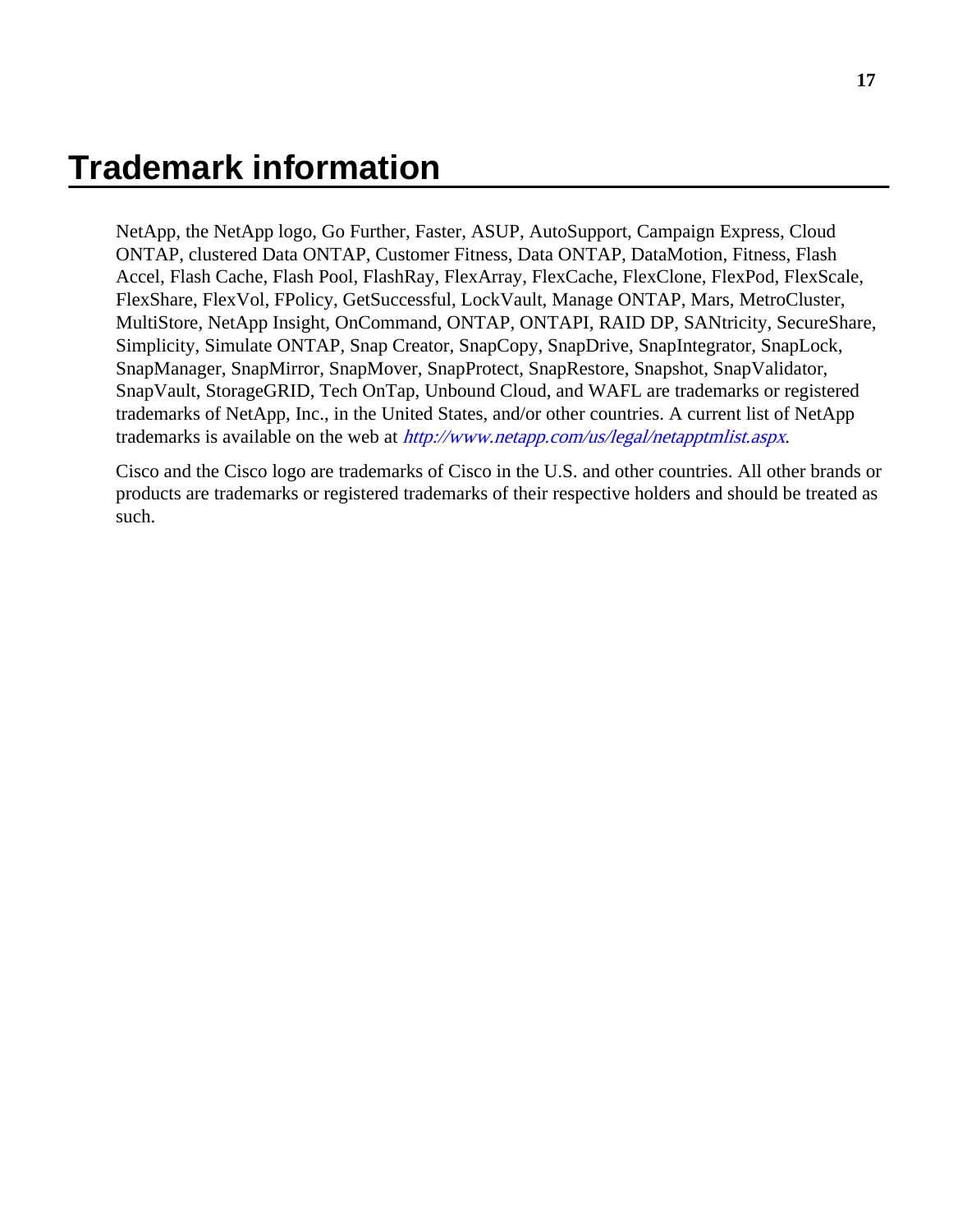# Trademark information

NetApp, the NetApp logo, Go Further, Faster, ASUP, AutoSupport, Campaign Express, Cloud ONTAP, clustered Data ONTAP, Customer Fitness, Data ONTAP, DataMotion, Fitness, Flash Accel, Flash Cache, Flash Pool, FlashRay, FlexArray, FlexCache, FlexClone, FlexPod, FlexScale, FlexShare, FlexVol, FPolicy, GetSuccessful, LockVault, Manage ONTAP, Mars, MetroCluster, MultiStore, NetApp Insight, OnCommand, ONTAP, ONTAPI, RAID DP, SANtricity, SecureShare, Simplicity, Simulate ONTAP, Snap Creator, SnapCopy, SnapDrive, SnapIntegrator, SnapLock, SnapManager, SnapMirror, SnapMover, SnapProtect, SnapRestore, Snapshot, SnapValidator, SnapVault, StorageGRID, Tech OnTap, Unbound Cloud, and WAFL are trademarks or registered trademarks of NetApp, Inc., in the United States, and/or other countries. A current list of NetApp trademarks is available on the web at *http://www.netapp.com/us/legal/netapptmlist.aspx*.

Cisco and the Cisco logo are trademarks of Cisco in the U.S. and other countries. All other brands or products are trademarks or registered trademarks of their respective holders and should be treated as such.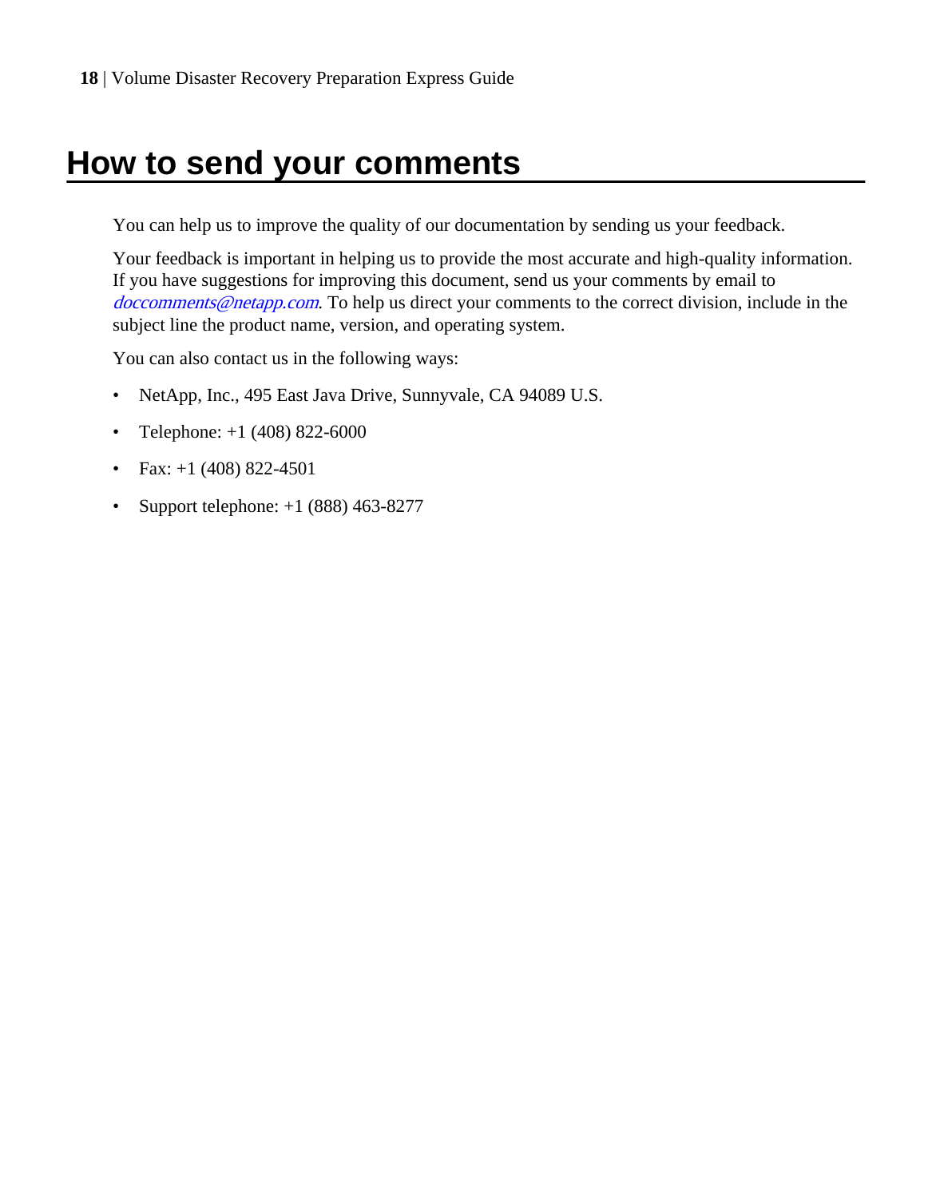# How to send your comments

You can help us to improve the quality of our documentation by sending us your feedback.

Your feedback is important in helping us to provide the most accurate and high-quality information. If you have suggestions for improving this document, send us your comments by email to *doccomments@netapp.com*. To help us direct your comments to the correct division, include in the subject line the product name, version, and operating system.

You can also contact us in the following ways:

- NetApp, Inc., 495 East Java Drive, Sunnyvale, CA 94089 U.S.
- Telephone: +1 (408) 822-6000
- Fax: +1 (408) 822-4501
- Support telephone: +1 (888) 463-8277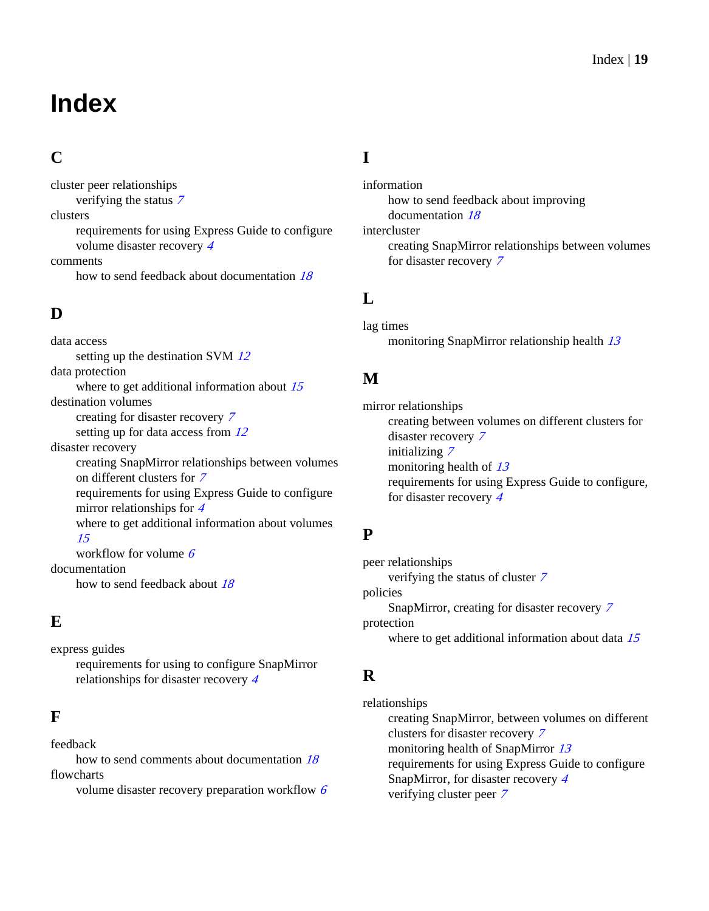# Index

## C

cluster peer relationships
- verifying the status *7*

clusters
- requirements for using Express Guide to configure volume disaster recovery *4*

comments
- how to send feedback about documentation *18*

## D

data access
- setting up the destination SVM *12*

data protection
- where to get additional information about *15*

destination volumes
- creating for disaster recovery *7*
- setting up for data access from *12*

disaster recovery
- creating SnapMirror relationships between volumes on different clusters for *7*
- requirements for using Express Guide to configure mirror relationships for *4*
- where to get additional information about volumes *15*
- workflow for volume *6*

documentation
- how to send feedback about *18*

## E

express guides
- requirements for using to configure SnapMirror relationships for disaster recovery *4*

## F

feedback
- how to send comments about documentation *18*

flowcharts
- volume disaster recovery preparation workflow *6*

## I

information
- how to send feedback about improving documentation *18*

intercluster
- creating SnapMirror relationships between volumes for disaster recovery *7*

## L

lag times
- monitoring SnapMirror relationship health *13*

## M

mirror relationships
- creating between volumes on different clusters for disaster recovery *7*
- initializing *7*
- monitoring health of *13*
- requirements for using Express Guide to configure, for disaster recovery *4*

## P

peer relationships
- verifying the status of cluster *7*

policies
- SnapMirror, creating for disaster recovery *7*

protection
- where to get additional information about data *15*

## R

relationships
- creating SnapMirror, between volumes on different clusters for disaster recovery *7*
- monitoring health of SnapMirror *13*
- requirements for using Express Guide to configure SnapMirror, for disaster recovery *4*
- verifying cluster peer *7*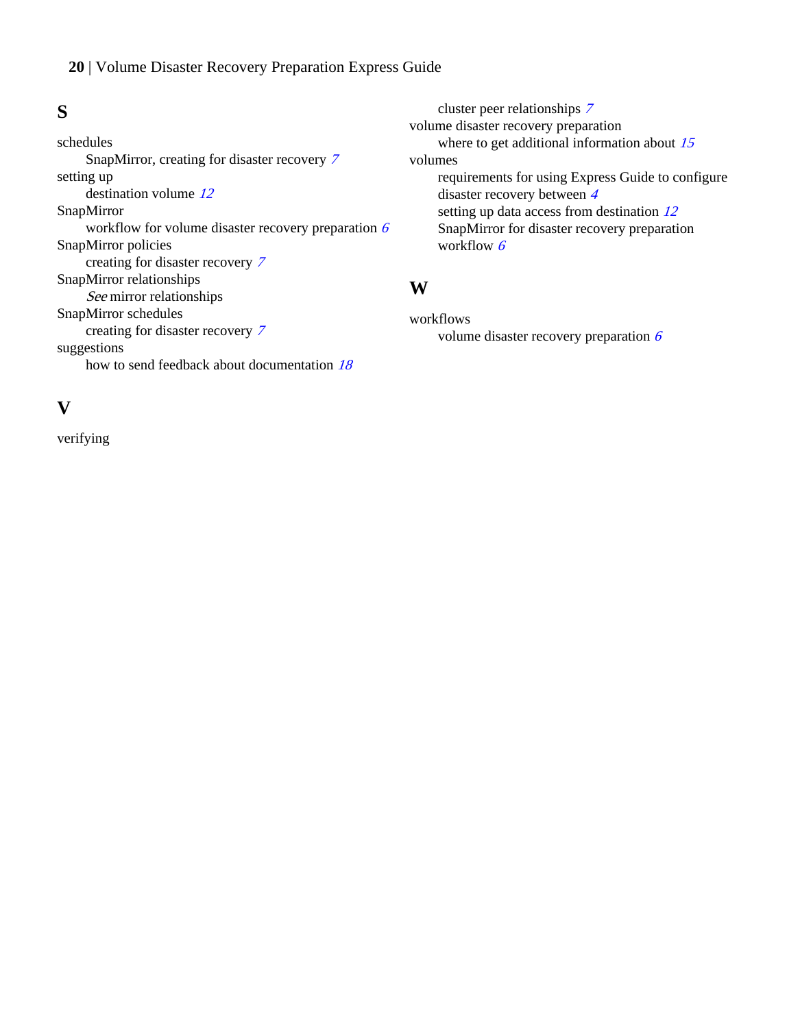## S

schedules
    SnapMirror, creating for disaster recovery *7*
setting up
    destination volume *12*
SnapMirror
    workflow for volume disaster recovery preparation *6*
SnapMirror policies
    creating for disaster recovery *7*
SnapMirror relationships
    *See* mirror relationships
SnapMirror schedules
    creating for disaster recovery *7*
suggestions
    how to send feedback about documentation *18*

## V

verifying
    cluster peer relationships *7*
volume disaster recovery preparation
    where to get additional information about *15*
volumes
    requirements for using Express Guide to configure disaster recovery between *4*
    setting up data access from destination *12*
    SnapMirror for disaster recovery preparation workflow *6*

## W

workflows
    volume disaster recovery preparation *6*